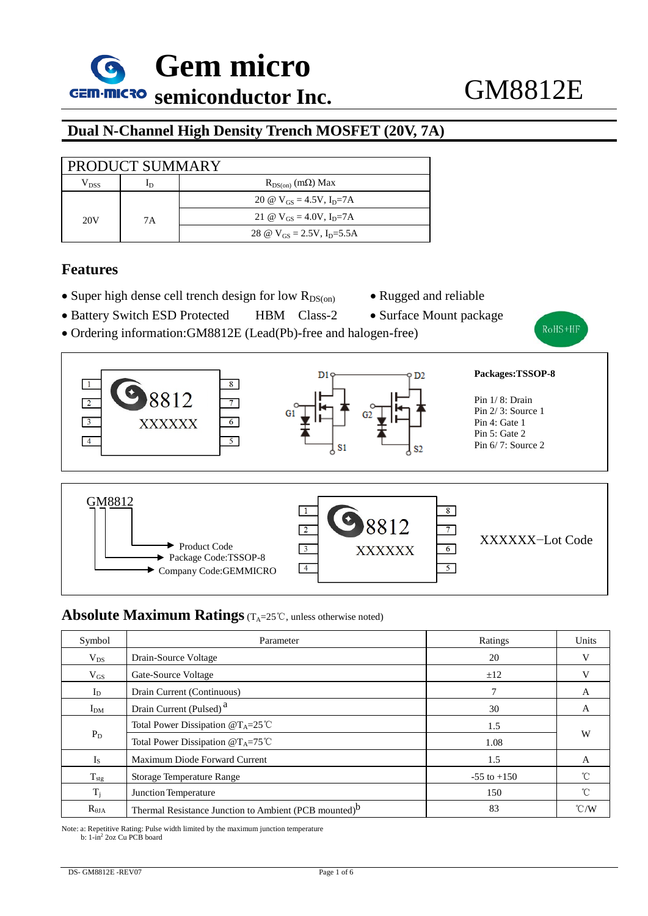# Gem micro semiconductor Inc.

# GM8812E

## Dual N-Channel High Density Trench MOSFET (20V, 7A)

| PRODUCT SUMMARY | | |
|---|---|---|
| $V_{DSS}$ | $I_D$ | $R_{DS(on)}$ (mΩ) Max |
| 20V | 7A | 20 @ $V_{GS}$ = 4.5V, $I_D$=7A |
| | | 21 @ $V_{GS}$ = 4.0V, $I_D$=7A |
| | | 28 @ $V_{GS}$ = 2.5V, $I_D$=5.5A |

## Features

- Super high dense cell trench design for low $R_{DS(on)}$
- Rugged and reliable
- Battery Switch ESD Protected HBM Class-2
- Surface Mount package
- Ordering information:GM8812E (Lead(Pb)-free and halogen-free)

RoHS+HF

8812
XXXXXX

D1 D2 G1 G2 S1 S2

**Packages:TSSOP-8**

Pin 1/ 8: Drain
Pin 2/ 3: Source 1
Pin 4: Gate 1
Pin 5: Gate 2
Pin 6/ 7: Source 2

GM8812
- Product Code
- Package Code:TSSOP-8
- Company Code:GEMMICRO

8812
XXXXXX

XXXXXX−Lot Code

## Absolute Maximum Ratings ($T_A$=25℃, unless otherwise noted)

| Symbol | Parameter | Ratings | Units |
|---|---|---|---|
| $V_{DS}$ | Drain-Source Voltage | 20 | V |
| $V_{GS}$ | Gate-Source Voltage | ±12 | V |
| $I_D$ | Drain Current (Continuous) | 7 | A |
| $I_{DM}$ | Drain Current (Pulsed) [a] | 30 | A |
| $P_D$ | Total Power Dissipation @$T_A$=25℃ | 1.5 | W |
| | Total Power Dissipation @$T_A$=75℃ | 1.08 | |
| $I_S$ | Maximum Diode Forward Current | 1.5 | A |
| $T_{stg}$ | Storage Temperature Range | -55 to +150 | ℃ |
| $T_j$ | Junction Temperature | 150 | ℃ |
| $R_{\theta JA}$ | Thermal Resistance Junction to Ambient (PCB mounted)[b] | 83 | ℃/W |

Note: a: Repetitive Rating: Pulse width limited by the maximum junction temperature
b: 1-in$^2$ 2oz Cu PCB board

DS- GM8812E -REV07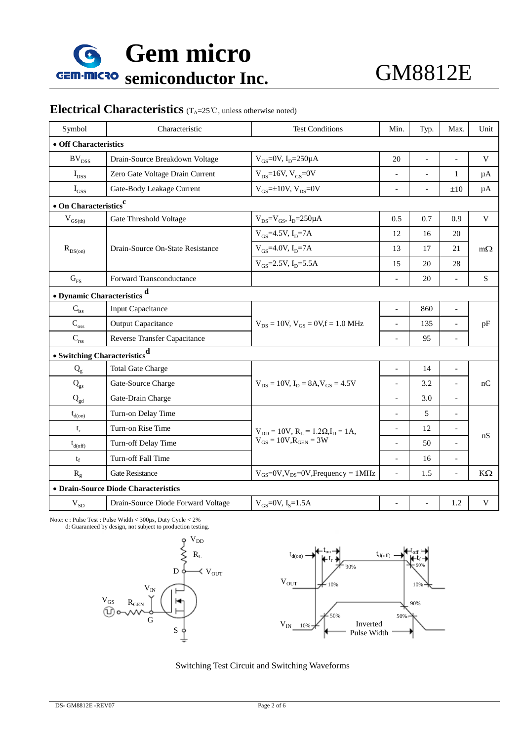# GM8812E

## Electrical Characteristics ($T_A$=25℃, unless otherwise noted)

| Symbol | Characteristic | Test Conditions | Min. | Typ. | Max. | Unit |
|---|---|---|---|---|---|---|
| **• Off Characteristics** | | | | | | |
| $BV_{DSS}$ | Drain-Source Breakdown Voltage | $V_{GS}$=0V, $I_D$=250μA | 20 | - | - | V |
| $I_{DSS}$ | Zero Gate Voltage Drain Current | $V_{DS}$=16V, $V_{GS}$=0V | - | - | 1 | μA |
| $I_{GSS}$ | Gate-Body Leakage Current | $V_{GS}$=±10V, $V_{DS}$=0V | - | - | ±10 | μA |
| **• On Characteristics** [c] | | | | | | |
| $V_{GS(th)}$ | Gate Threshold Voltage | $V_{DS}$=$V_{GS}$, $I_D$=250μA | 0.5 | 0.7 | 0.9 | V |
| $R_{DS(on)}$ | Drain-Source On-State Resistance | $V_{GS}$=4.5V, $I_D$=7A | 12 | 16 | 20 | mΩ |
| | | $V_{GS}$=4.0V, $I_D$=7A | 13 | 17 | 21 | |
| | | $V_{GS}$=2.5V, $I_D$=5.5A | 15 | 20 | 28 | |
| $G_{FS}$ | Forward Transconductance | | - | 20 | - | S |
| **• Dynamic Characteristics** [d] | | | | | | |
| $C_{iss}$ | Input Capacitance | $V_{DS}$ = 10V, $V_{GS}$ = 0V,f = 1.0 MHz | - | 860 | - | pF |
| $C_{oss}$ | Output Capacitance | | - | 135 | - | |
| $C_{rss}$ | Reverse Transfer Capacitance | | - | 95 | - | |
| **• Switching Characteristics** [d] | | | | | | |
| $Q_g$ | Total Gate Charge | $V_{DS}$ = 10V, $I_D$ = 8A,$V_{GS}$ = 4.5V | - | 14 | - | nC |
| $Q_{gs}$ | Gate-Source Charge | | - | 3.2 | - | |
| $Q_{gd}$ | Gate-Drain Charge | | - | 3.0 | - | |
| $t_{d(on)}$ | Turn-on Delay Time | $V_{DD}$ = 10V, $R_L$ = 1.2Ω,$I_D$ = 1A, $V_{GS}$ = 10V,$R_{GEN}$ = 3W | - | 5 | - | nS |
| $t_r$ | Turn-on Rise Time | | - | 12 | - | |
| $t_{d(off)}$ | Turn-off Delay Time | | - | 50 | - | |
| $t_f$ | Turn-off Fall Time | | - | 16 | - | |
| $R_g$ | Gate Resistance | $V_{GS}$=0V,$V_{DS}$=0V,Frequency = 1MHz | - | 1.5 | - | KΩ |
| **• Drain-Source Diode Characteristics** | | | | | | |
| $V_{SD}$ | Drain-Source Diode Forward Voltage | $V_{GS}$=0V, $I_S$=1.5A | - | - | 1.2 | V |

Note: c : Pulse Test : Pulse Width < 300μs, Duty Cycle < 2%
d: Guaranteed by design, not subject to production testing.

Switching Test Circuit and Switching Waveforms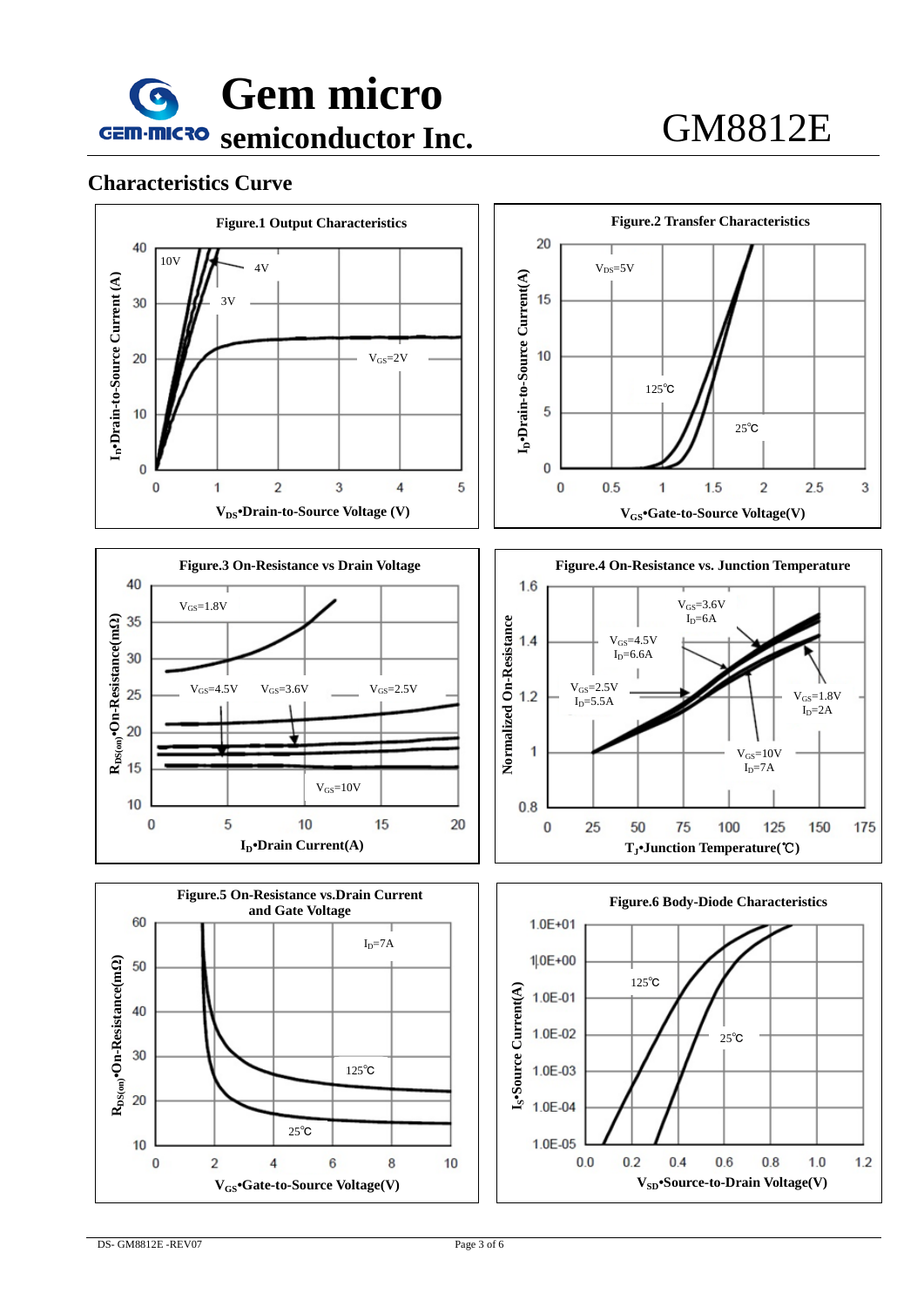## Characteristics Curve

**Figure.1 Output Characteristics**

10V, 4V, 3V, $V_{GS}$=2V

$I_D$•Drain-to-Source Current (A)

$V_{DS}$•Drain-to-Source Voltage (V)

**Figure.2 Transfer Characteristics**

$V_{DS}$=5V, 125℃, 25℃

$I_D$•Drain-to-Source Current(A)

$V_{GS}$•Gate-to-Source Voltage(V)

**Figure.3 On-Resistance vs Drain Voltage**

$V_{GS}$=1.8V, $V_{GS}$=4.5V, $V_{GS}$=3.6V, $V_{GS}$=2.5V, $V_{GS}$=10V

$R_{DS(on)}$•On-Resistance(mΩ)

$I_D$•Drain Current(A)

**Figure.4 On-Resistance vs. Junction Temperature**

$V_{GS}$=3.6V, $I_D$=6A; $V_{GS}$=4.5V, $I_D$=6.6A; $V_{GS}$=2.5V, $I_D$=5.5A; $V_{GS}$=1.8V, $I_D$=2A; $V_{GS}$=10V, $I_D$=7A

Normalized On-Resistance

$T_J$•Junction Temperature(℃)

**Figure.5 On-Resistance vs.Drain Current and Gate Voltage**

$I_D$=7A, 125℃, 25℃

$R_{DS(on)}$•On-Resistance(mΩ)

$V_{GS}$•Gate-to-Source Voltage(V)

**Figure.6 Body-Diode Characteristics**

125℃, 25℃

$I_S$•Source Current(A)

$V_{SD}$•Source-to-Drain Voltage(V)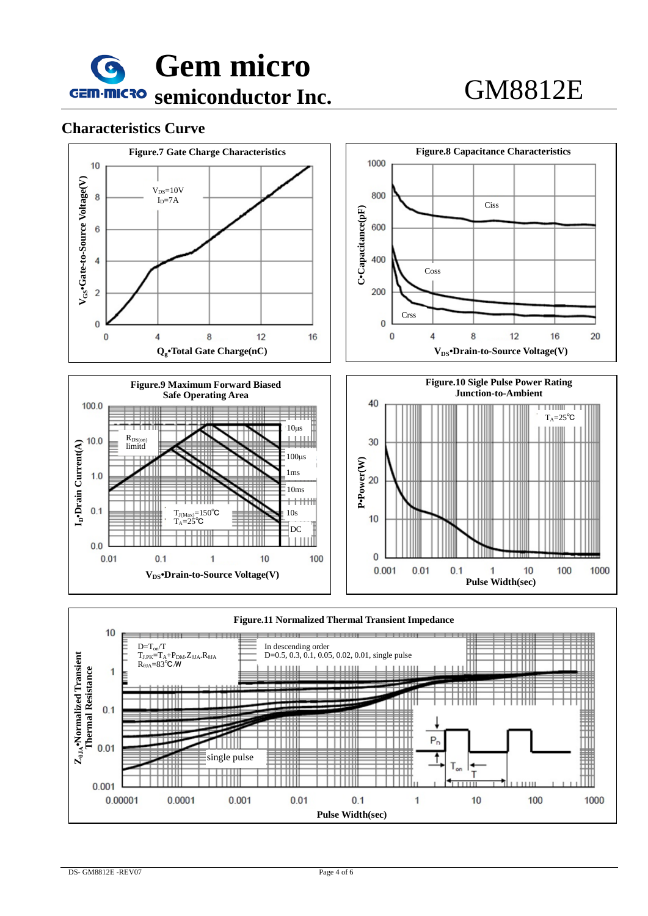## Characteristics Curve

**Figure.7 Gate Charge Characteristics**

$V_{DS}$=10V
$I_D$=7A

$V_{GS}$•Gate-to-Source Voltage(V)

$Q_g$•Total Gate Charge(nC)

**Figure.8 Capacitance Characteristics**

Ciss
Coss
Crss

C•Capacitance(pF)

$V_{DS}$•Drain-to-Source Voltage(V)

**Figure.9 Maximum Forward Biased Safe Operating Area**

$R_{DS(on)}$ limitd

10µs
100µs
1ms
10ms
10s
DC

$T_{J(Max)}$=150℃
$T_A$=25℃

$I_D$•Drain Current(A)

$V_{DS}$•Drain-to-Source Voltage(V)

**Figure.10 Sigle Pulse Power Rating Junction-to-Ambient**

$T_A$=25℃

P•Power(W)

Pulse Width(sec)

**Figure.11 Normalized Thermal Transient Impedance**

D=$T_{on}$/T
$T_{J,PK}=T_A+P_{DM}.Z_{\theta JA}.R_{\theta JA}$
$R_{\theta JA}$=83℃/W

In descending order
D=0.5, 0.3, 0.1, 0.05, 0.02, 0.01, single pulse

single pulse

$Z_{\theta JA}$•Normalized Transient Thermal Resistance

Pulse Width(sec)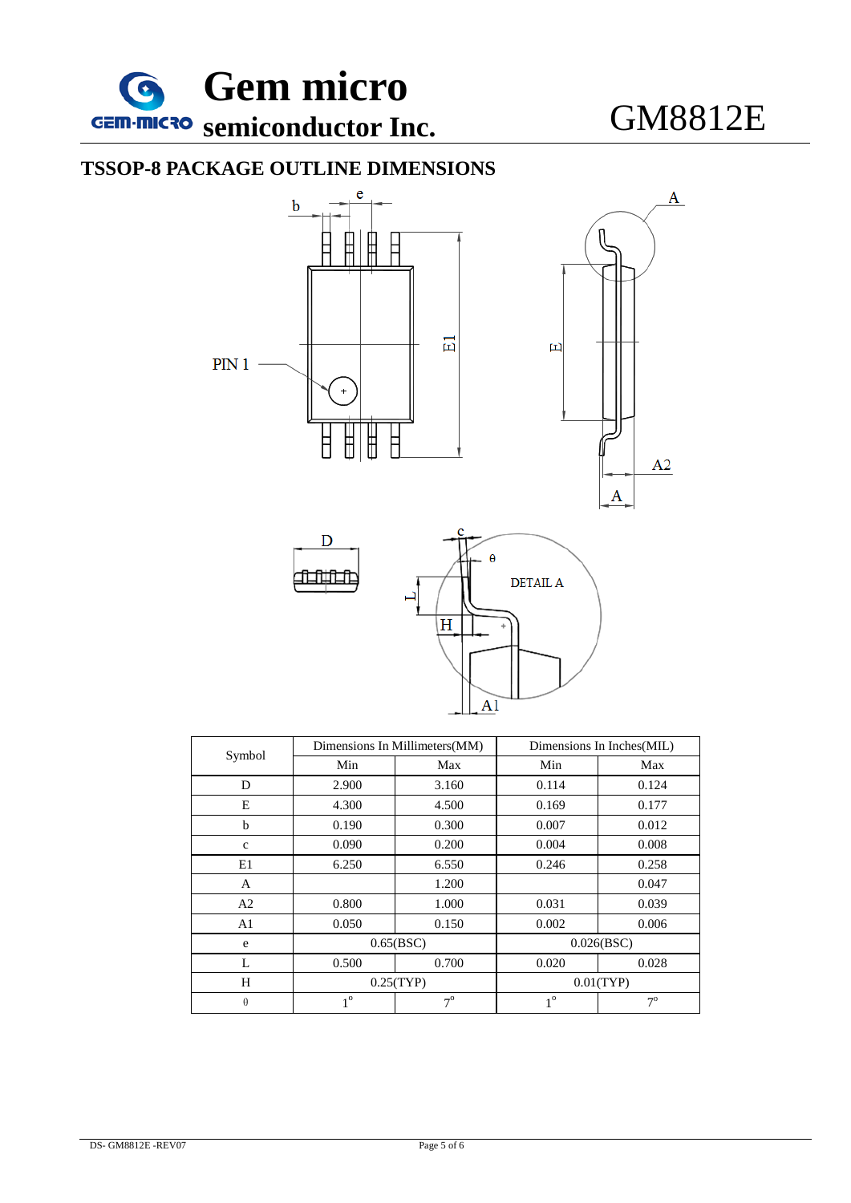## TSSOP-8 PACKAGE OUTLINE DIMENSIONS

| Symbol | Dimensions In Millimeters(MM) | | Dimensions In Inches(MIL) | |
|---|---|---|---|---|
| | Min | Max | Min | Max |
| D | 2.900 | 3.160 | 0.114 | 0.124 |
| E | 4.300 | 4.500 | 0.169 | 0.177 |
| b | 0.190 | 0.300 | 0.007 | 0.012 |
| c | 0.090 | 0.200 | 0.004 | 0.008 |
| E1 | 6.250 | 6.550 | 0.246 | 0.258 |
| A | | 1.200 | | 0.047 |
| A2 | 0.800 | 1.000 | 0.031 | 0.039 |
| A1 | 0.050 | 0.150 | 0.002 | 0.006 |
| e | 0.65(BSC) | | 0.026(BSC) | |
| L | 0.500 | 0.700 | 0.020 | 0.028 |
| H | 0.25(TYP) | | 0.01(TYP) | |
| θ | $1^{\circ}$ | $7^{\circ}$ | $1^{\circ}$ | $7^{\circ}$ |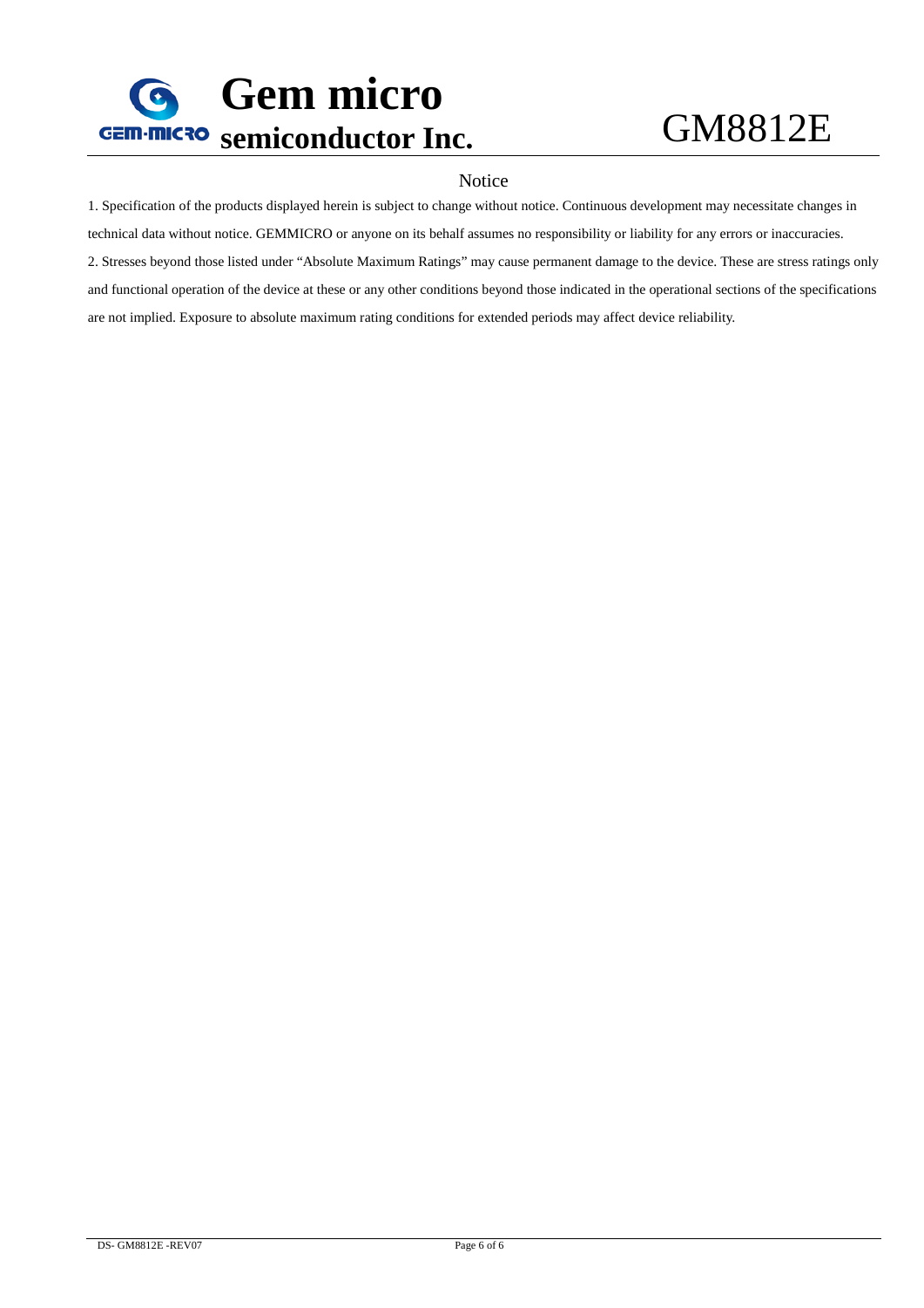## Notice

1. Specification of the products displayed herein is subject to change without notice. Continuous development may necessitate changes in technical data without notice. GEMMICRO or anyone on its behalf assumes no responsibility or liability for any errors or inaccuracies.

2. Stresses beyond those listed under "Absolute Maximum Ratings" may cause permanent damage to the device. These are stress ratings only and functional operation of the device at these or any other conditions beyond those indicated in the operational sections of the specifications are not implied. Exposure to absolute maximum rating conditions for extended periods may affect device reliability.